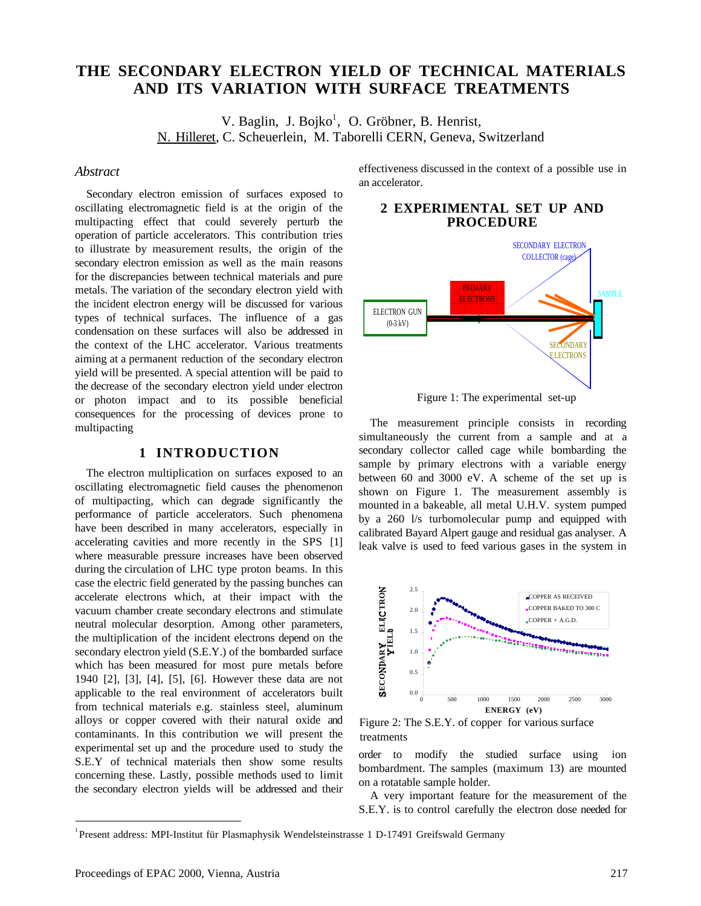# THE SECONDARY ELECTRON YIELD OF TECHNICAL MATERIALS AND ITS VARIATION WITH SURFACE TREATMENTS

V. Baglin, J. Bojko[1], O. Gröbner, B. Henrist, N. Hilleret, C. Scheuerlein, M. Taborelli CERN, Geneva, Switzerland

### *Abstract*

Secondary electron emission of surfaces exposed to oscillating electromagnetic field is at the origin of the multipacting effect that could severely perturb the operation of particle accelerators. This contribution tries to illustrate by measurement results, the origin of the secondary electron emission as well as the main reasons for the discrepancies between technical materials and pure metals. The variation of the secondary electron yield with the incident electron energy will be discussed for various types of technical surfaces. The influence of a gas condensation on these surfaces will also be addressed in the context of the LHC accelerator. Various treatments aiming at a permanent reduction of the secondary electron yield will be presented. A special attention will be paid to the decrease of the secondary electron yield under electron or photon impact and to its possible beneficial consequences for the processing of devices prone to multipacting

## 1 INTRODUCTION

The electron multiplication on surfaces exposed to an oscillating electromagnetic field causes the phenomenon of multipacting, which can degrade significantly the performance of particle accelerators. Such phenomena have been described in many accelerators, especially in accelerating cavities and more recently in the SPS [1] where measurable pressure increases have been observed during the circulation of LHC type proton beams. In this case the electric field generated by the passing bunches can accelerate electrons which, at their impact with the vacuum chamber create secondary electrons and stimulate neutral molecular desorption. Among other parameters, the multiplication of the incident electrons depend on the secondary electron yield (S.E.Y.) of the bombarded surface which has been measured for most pure metals before 1940 [2], [3], [4], [5], [6]. However these data are not applicable to the real environment of accelerators built from technical materials e.g. stainless steel, aluminum alloys or copper covered with their natural oxide and contaminants. In this contribution we will present the experimental set up and the procedure used to study the S.E.Y of technical materials then show some results concerning these. Lastly, possible methods used to limit the secondary electron yields will be addressed and their effectiveness discussed in the context of a possible use in an accelerator.

## 2 EXPERIMENTAL SET UP AND PROCEDURE

SECONDARY ELECTRON COLLECTOR (cage)

PRIMARY ELECTRONS

ELECTRON GUN (0-3 kV)

SAMPLE

SECONDARY ELECTRONS

Figure 1: The experimental set-up

The measurement principle consists in recording simultaneously the current from a sample and at a secondary collector called cage while bombarding the sample by primary electrons with a variable energy between 60 and 3000 eV. A scheme of the set up is shown on Figure 1. The measurement assembly is mounted in a bakeable, all metal U.H.V. system pumped by a 260 l/s turbomolecular pump and equipped with calibrated Bayard Alpert gauge and residual gas analyser. A leak valve is used to feed various gases in the system in order to modify the studied surface using ion bombardment. The samples (maximum 13) are mounted on a rotatable sample holder.

SECONDARY ELECTRON YIELD

2.5
2.0
1.5
1.0
0.5
0.0

0 500 1000 1500 2000 2500 3000

ENERGY (eV)

COPPER AS RECEIVED
COPPER BAKED TO 300 C
COPPER + A.G.D.

Figure 2: The S.E.Y. of copper for various surface treatments

A very important feature for the measurement of the S.E.Y. is to control carefully the electron dose needed for

[1] Present address: MPI-Institut für Plasmaphysik Wendelsteinstrasse 1 D-17491 Greifswald Germany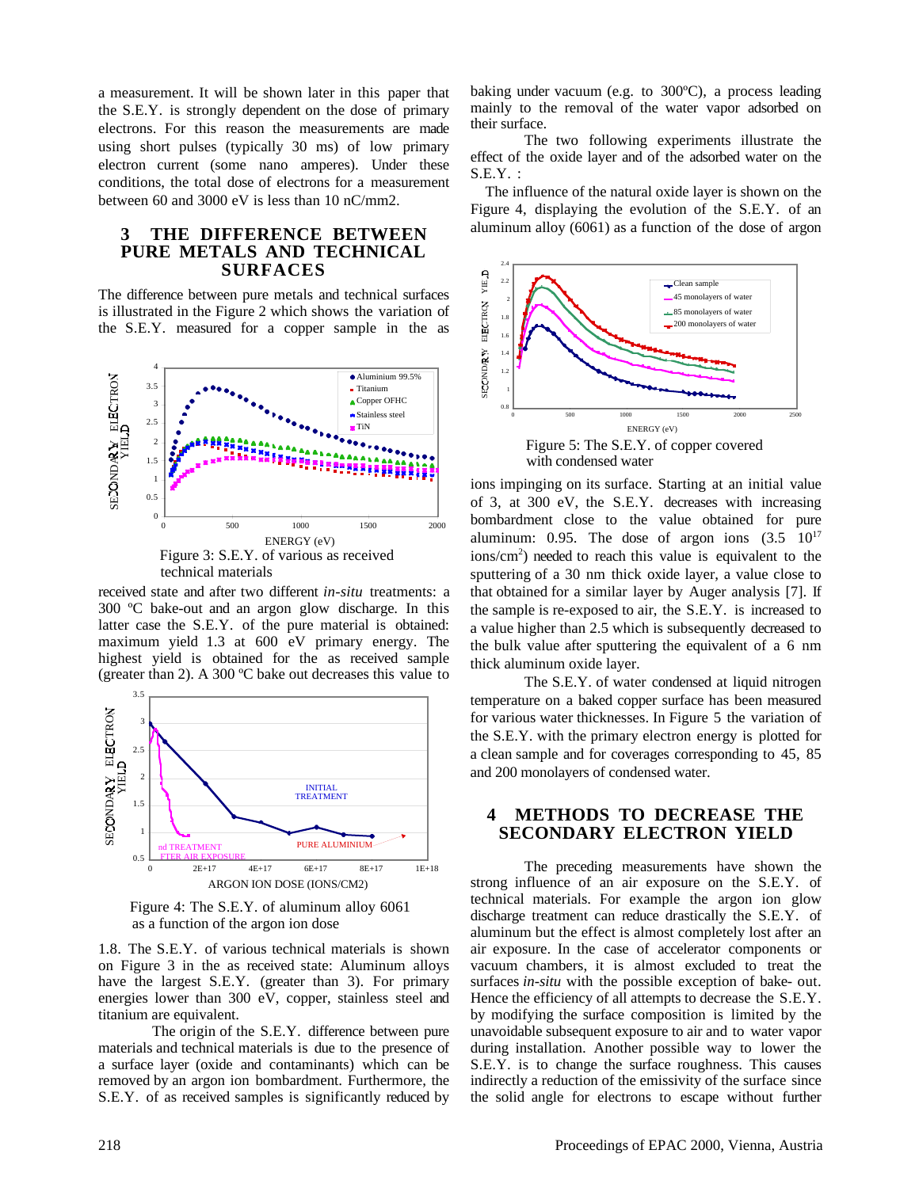a measurement. It will be shown later in this paper that the S.E.Y. is strongly dependent on the dose of primary electrons. For this reason the measurements are made using short pulses (typically 30 ms) of low primary electron current (some nano amperes). Under these conditions, the total dose of electrons for a measurement between 60 and 3000 eV is less than 10 nC/mm2.

## 3 THE DIFFERENCE BETWEEN PURE METALS AND TECHNICAL SURFACES

The difference between pure metals and technical surfaces is illustrated in the Figure 2 which shows the variation of the S.E.Y. measured for a copper sample in the as received state and after two different *in-situ* treatments: a 300 ºC bake-out and an argon glow discharge. In this latter case the S.E.Y. of the pure material is obtained: maximum yield 1.3 at 600 eV primary energy. The highest yield is obtained for the as received sample (greater than 2). A 300 ºC bake out decreases this value to 1.8. The S.E.Y. of various technical materials is shown on Figure 3 in the as received state: Aluminum alloys have the largest S.E.Y. (greater than 3). For primary energies lower than 300 eV, copper, stainless steel and titanium are equivalent.

SECONDARY ELECTRON YIELD
4
3.5
3
2.5
2
1.5
1
0.5
0
0
500
1000
1500
2000
ENERGY (eV)
Aluminium 99.5%
Titanium
Copper OFHC
Stainless steel
TiN

Figure 3: S.E.Y. of various as received technical materials

SECONDARY ELECTRON YIELD
3.5
3
2.5
2
1.5
1
0.5
0
2E+17
4E+17
6E+17
8E+17
1E+18
ARGON ION DOSE (IONS/CM2)
INITIAL TREATMENT
PURE ALUMINIUM
nd TREATMENT
FTER AIR EXPOSURE

Figure 4: The S.E.Y. of aluminum alloy 6061 as a function of the argon ion dose

The origin of the S.E.Y. difference between pure materials and technical materials is due to the presence of a surface layer (oxide and contaminants) which can be removed by an argon ion bombardment. Furthermore, the S.E.Y. of as received samples is significantly reduced by baking under vacuum (e.g. to 300ºC), a process leading mainly to the removal of the water vapor adsorbed on their surface.

The two following experiments illustrate the effect of the oxide layer and of the adsorbed water on the S.E.Y. :

The influence of the natural oxide layer is shown on the Figure 4, displaying the evolution of the S.E.Y. of an aluminum alloy (6061) as a function of the dose of argon ions impinging on its surface. Starting at an initial value of 3, at 300 eV, the S.E.Y. decreases with increasing bombardment close to the value obtained for pure aluminum: 0.95. The dose of argon ions ($3.5 \ 10^{17}$ ions/cm$^2$) needed to reach this value is equivalent to the sputtering of a 30 nm thick oxide layer, a value close to that obtained for a similar layer by Auger analysis [7]. If the sample is re-exposed to air, the S.E.Y. is increased to a value higher than 2.5 which is subsequently decreased to the bulk value after sputtering the equivalent of a 6 nm thick aluminum oxide layer.

SECONDARY ELECTRON YIELD
2.4
2.2
2
1.8
1.6
1.4
1.2
1
0.8
0
500
1000
1500
2000
2500
ENERGY (eV)
Clean sample
45 monolayers of water
85 monolayers of water
200 monolayers of water

Figure 5: The S.E.Y. of copper covered with condensed water

The S.E.Y. of water condensed at liquid nitrogen temperature on a baked copper surface has been measured for various water thicknesses. In Figure 5 the variation of the S.E.Y. with the primary electron energy is plotted for a clean sample and for coverages corresponding to 45, 85 and 200 monolayers of condensed water.

## 4 METHODS TO DECREASE THE SECONDARY ELECTRON YIELD

The preceding measurements have shown the strong influence of an air exposure on the S.E.Y. of technical materials. For example the argon ion glow discharge treatment can reduce drastically the S.E.Y. of aluminum but the effect is almost completely lost after an air exposure. In the case of accelerator components or vacuum chambers, it is almost excluded to treat the surfaces *in-situ* with the possible exception of bake- out. Hence the efficiency of all attempts to decrease the S.E.Y. by modifying the surface composition is limited by the unavoidable subsequent exposure to air and to water vapor during installation. Another possible way to lower the S.E.Y. is to change the surface roughness. This causes indirectly a reduction of the emissivity of the surface since the solid angle for electrons to escape without further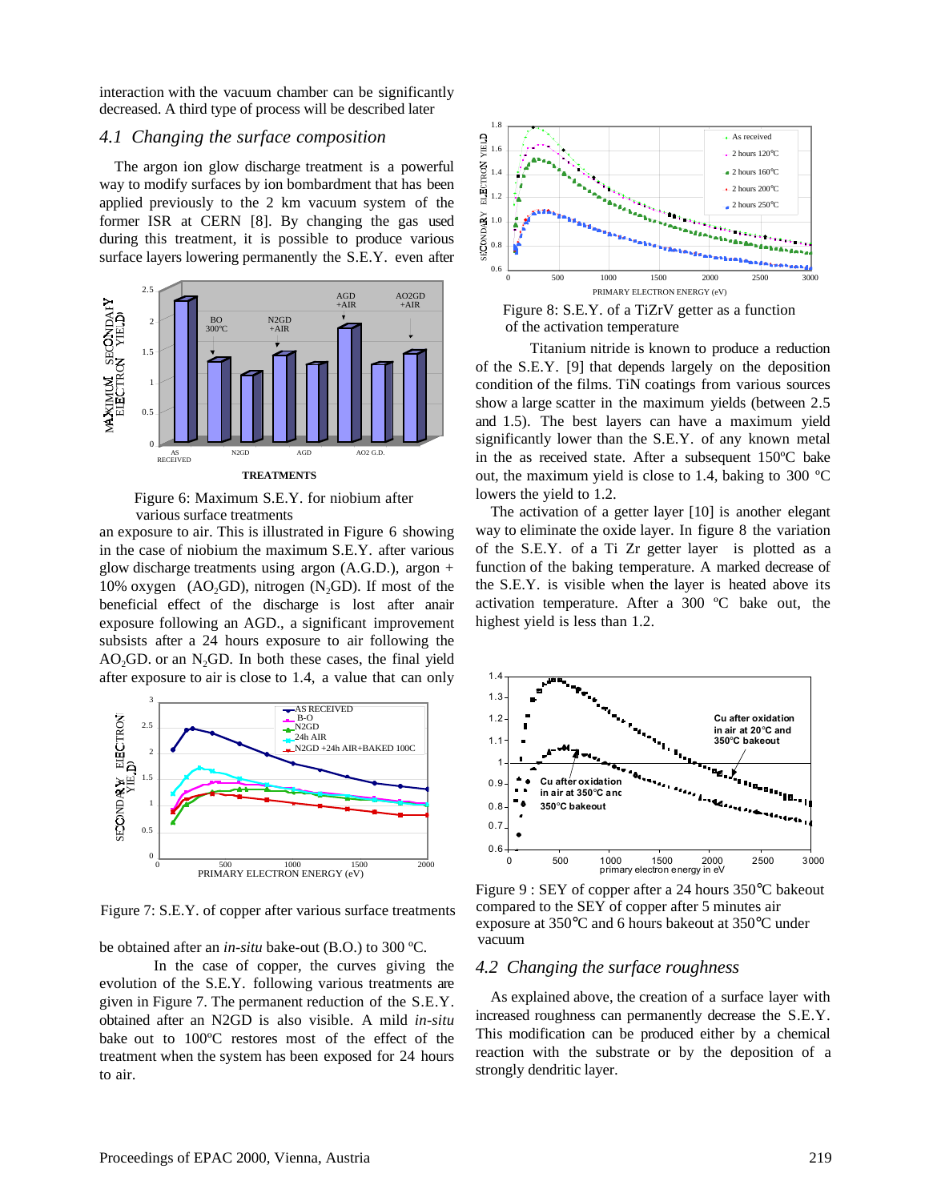interaction with the vacuum chamber can be significantly decreased. A third type of process will be described later

## *4.1 Changing the surface composition*

The argon ion glow discharge treatment is a powerful way to modify surfaces by ion bombardment that has been applied previously to the 2 km vacuum system of the former ISR at CERN [8]. By changing the gas used during this treatment, it is possible to produce various surface layers lowering permanently the S.E.Y. even after an exposure to air. This is illustrated in Figure 6 showing in the case of niobium the maximum S.E.Y. after various glow discharge treatments using argon (A.G.D.), argon + 10% oxygen ($AO_2GD$), nitrogen ($N_2GD$). If most of the beneficial effect of the discharge is lost after anair exposure following an AGD., a significant improvement subsists after a 24 hours exposure to air following the $AO_2GD$. or an $N_2GD$. In both these cases, the final yield after exposure to air is close to 1.4, a value that can only be obtained after an *in-situ* bake-out (B.O.) to 300 ºC.

MAXIMUM SECONDARY ELECTRON YIELD
2.5
2
1.5
1
0.5
0
BO 300°C
N2GD +AIR
AGD +AIR
AO2GD +AIR
AS RECEIVED
N2GD
AGD
AO2 G.D.
TREATMENTS

Figure 6: Maximum S.E.Y. for niobium after various surface treatments

SECONDARY ELECTRON YIELD
3
2.5
2
1.5
1
0.5
0
AS RECEIVED
B-O
N2GD
24h AIR
N2GD +24h AIR+BAKED 100C
0
500
1000
1500
2000
PRIMARY ELECTRON ENERGY (eV)

Figure 7: S.E.Y. of copper after various surface treatments

In the case of copper, the curves giving the evolution of the S.E.Y. following various treatments are given in Figure 7. The permanent reduction of the S.E.Y. obtained after an N2GD is also visible. A mild *in-situ* bake out to 100ºC restores most of the effect of the treatment when the system has been exposed for 24 hours to air.

SECONDARY ELECTRON YIELD
1.8
1.6
1.4
1.2
1.0
0.8
0.6
0
500
1000
1500
2000
2500
3000
PRIMARY ELECTRON ENERGY (eV)
As received
2 hours 120°C
2 hours 160°C
2 hours 200°C
2 hours 250°C

Figure 8: S.E.Y. of a TiZrV getter as a function of the activation temperature

Titanium nitride is known to produce a reduction of the S.E.Y. [9] that depends largely on the deposition condition of the films. TiN coatings from various sources show a large scatter in the maximum yields (between 2.5 and 1.5). The best layers can have a maximum yield significantly lower than the S.E.Y. of any known metal in the as received state. After a subsequent 150ºC bake out, the maximum yield is close to 1.4, baking to 300 ºC lowers the yield to 1.2.

The activation of a getter layer [10] is another elegant way to eliminate the oxide layer. In figure 8 the variation of the S.E.Y. of a Ti Zr getter layer is plotted as a function of the baking temperature. A marked decrease of the S.E.Y. is visible when the layer is heated above its activation temperature. After a 300 ºC bake out, the highest yield is less than 1.2.

1.4
1.3
1.2
1.1
1
0.9
0.8
0.7
0.6
0
500
1000
1500
2000
2500
3000
primary electron energy in eV
Cu after oxidation in air at 20°C and 350°C bakeout
Cu after oxidation in air at 350°C and 350°C bakeout

Figure 9 : SEY of copper after a 24 hours 350°C bakeout compared to the SEY of copper after 5 minutes air exposure at 350°C and 6 hours bakeout at 350°C under vacuum

## *4.2 Changing the surface roughness*

As explained above, the creation of a surface layer with increased roughness can permanently decrease the S.E.Y. This modification can be produced either by a chemical reaction with the substrate or by the deposition of a strongly dendritic layer.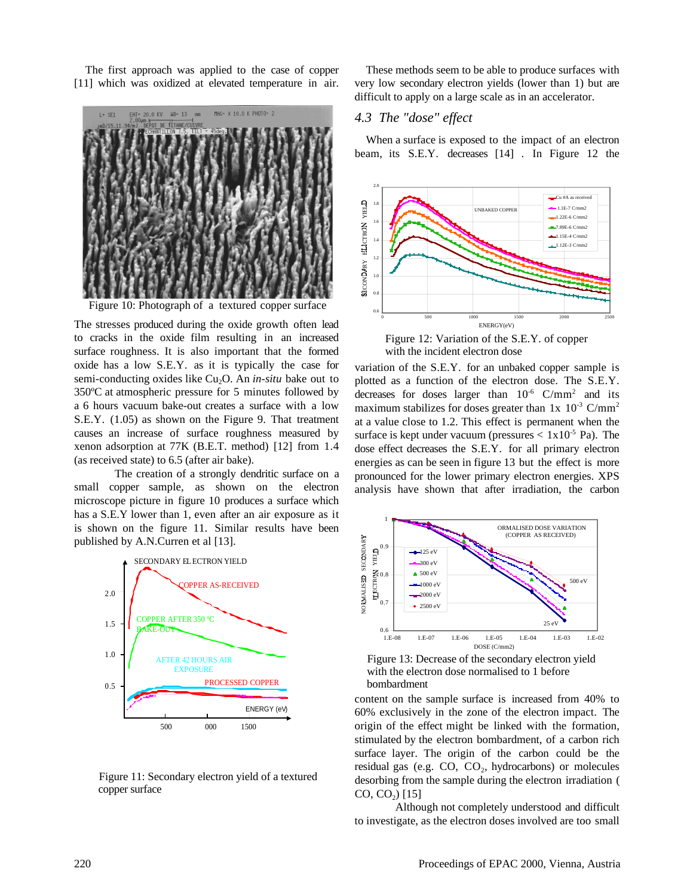The first approach was applied to the case of copper [11] which was oxidized at elevated temperature in air.

L= SE1 EHT= 20.0 KV WD= 13 mm MAG= X 10.0 K PHOTO= 2
2.00µm
jn8/15.11.94/ml DEPOT DE TITANE/CUIVRE
ECHANTILLON J.5, TILT = 45deg.

Figure 10: Photograph of a textured copper surface

The stresses produced during the oxide growth often lead to cracks in the oxide film resulting in an increased surface roughness. It is also important that the formed oxide has a low S.E.Y. as it is typically the case for semi-conducting oxides like $Cu_2O$. An *in-situ* bake out to 350ºC at atmospheric pressure for 5 minutes followed by a 6 hours vacuum bake-out creates a surface with a low S.E.Y. (1.05) as shown on the Figure 9. That treatment causes an increase of surface roughness measured by xenon adsorption at 77K (B.E.T. method) [12] from 1.4 (as received state) to 6.5 (after air bake).

The creation of a strongly dendritic surface on a small copper sample, as shown on the electron microscope picture in figure 10 produces a surface which has a S.E.Y lower than 1, even after an air exposure as it is shown on the figure 11. Similar results have been published by A.N.Curren et al [13].

SECONDARY ELECTRON YIELD
COPPER AS-RECEIVED
COPPER AFTER 350 °C BAKE-OUT
AFTER 42 HOURS AIR EXPOSURE
PROCESSED COPPER
ENERGY (eV)
2.0
1.5
1.0
0.5
500
000
1500

Figure 11: Secondary electron yield of a textured copper surface

These methods seem to be able to produce surfaces with very low secondary electron yields (lower than 1) but are difficult to apply on a large scale as in an accelerator.

## 4.3 The "dose" effect

When a surface is exposed to the impact of an electron beam, its S.E.Y. decreases [14] . In Figure 12 the variation of the S.E.Y. for an unbaked copper sample is plotted as a function of the electron dose. The S.E.Y. decreases for doses larger than $10^{-6}$ C/mm$^2$ and its maximum stabilizes for doses greater than $1x\ 10^{-3}$ C/mm$^2$ at a value close to 1.2. This effect is permanent when the surface is kept under vacuum (pressures < $1x10^{-5}$ Pa). The dose effect decreases the S.E.Y. for all primary electron energies as can be seen in figure 13 but the effect is more pronounced for the lower primary electron energies. XPS analysis have shown that after irradiation, the carbon

SECONDARY ELECTRON YIELD
UNBAKED COPPER
Cu #A as received
1.1E-7 C/mm2
1.22E-6 C/mm2
7.89E-6 C/mm2
1.15E-4 C/mm2
1.12E-3 C/mm2
ENERGY(eV)
2.0
1.8
1.6
1.4
1.2
1.0
0.8
0.6
0
500
1000
1500
2000
2500

Figure 12: Variation of the S.E.Y. of copper with the incident electron dose

content on the sample surface is increased from 40% to 60% exclusively in the zone of the electron impact. The origin of the effect might be linked with the formation, stimulated by the electron bombardment, of a carbon rich surface layer. The origin of the carbon could be the residual gas (e.g. CO, $CO_2$, hydrocarbons) or molecules desorbing from the sample during the electron irradiation ( CO, $CO_2$) [15]

NORMALISED SECONDARY ELECTRON YIELD
ORMALISED DOSE VARIATION (COPPER AS RECEIVED)
125 eV
300 eV
500 eV
1000 eV
2000 eV
2500 eV
500 eV
25 eV
DOSE (C/mm2)
1
0.9
0.8
0.7
0.6
1.E-08
1.E-07
1.E-06
1.E-05
1.E-04
1.E-03
1.E-02

Figure 13: Decrease of the secondary electron yield with the electron dose normalised to 1 before bombardment

Although not completely understood and difficult to investigate, as the electron doses involved are too small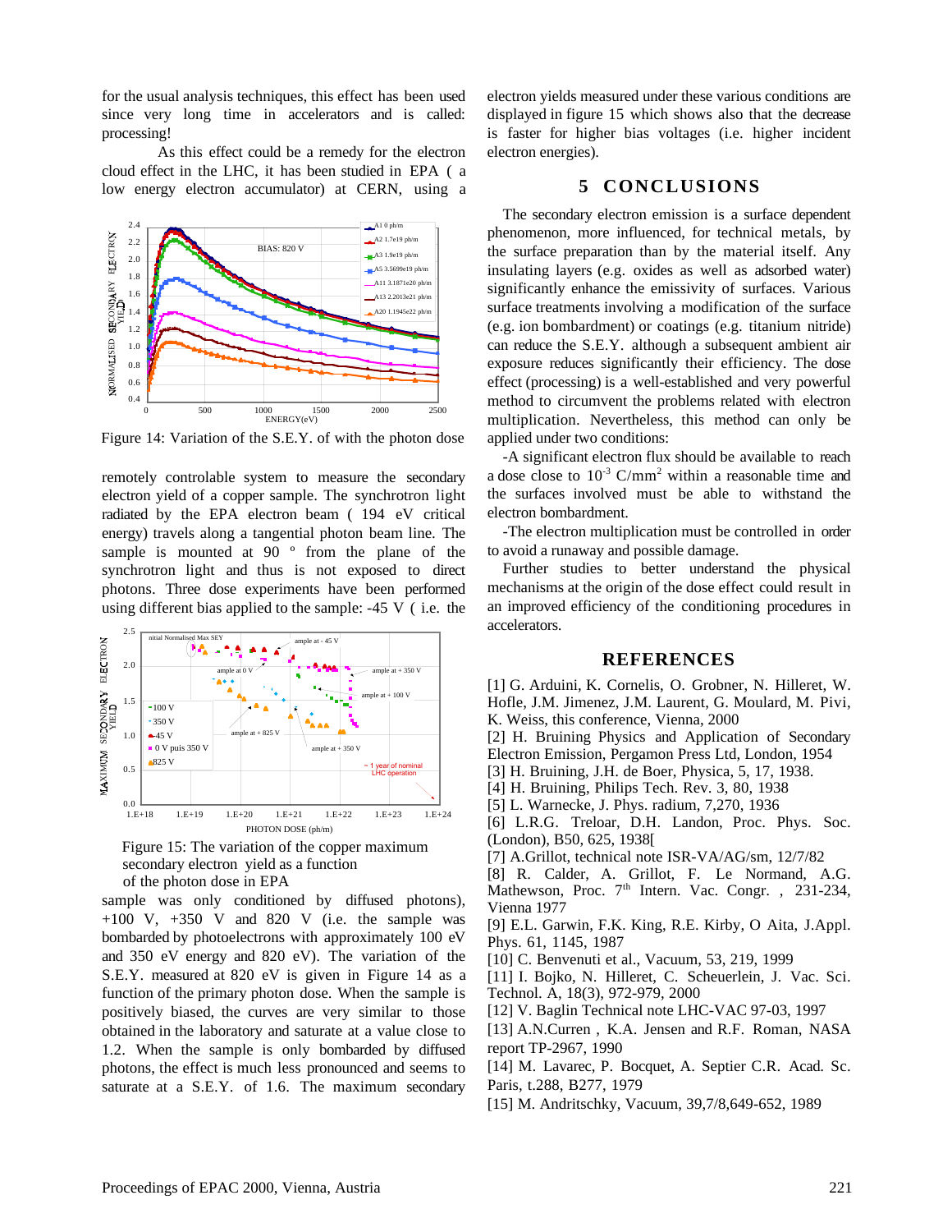for the usual analysis techniques, this effect has been used since very long time in accelerators and is called: processing!

As this effect could be a remedy for the electron cloud effect in the LHC, it has been studied in EPA ( a low energy electron accumulator) at CERN, using a remotely controlable system to measure the secondary electron yield of a copper sample. The synchrotron light radiated by the EPA electron beam ( 194 eV critical energy) travels along a tangential photon beam line. The sample is mounted at 90 º from the plane of the synchrotron light and thus is not exposed to direct photons. Three dose experiments have been performed using different bias applied to the sample: -45 V ( i.e. the sample was only conditioned by diffused photons), +100 V, +350 V and 820 V (i.e. the sample was bombarded by photoelectrons with approximately 100 eV and 350 eV energy and 820 eV). The variation of the S.E.Y. measured at 820 eV is given in Figure 14 as a function of the primary photon dose. When the sample is positively biased, the curves are very similar to those obtained in the laboratory and saturate at a value close to 1.2. When the sample is only bombarded by diffused photons, the effect is much less pronounced and seems to saturate at a S.E.Y. of 1.6. The maximum secondary electron yields measured under these various conditions are displayed in figure 15 which shows also that the decrease is faster for higher bias voltages (i.e. higher incident electron energies).

BIAS: 820 V
A1 0 ph/m
A2 1.7e19 ph/m
A3 1.9e19 ph/m
A5 3.5699e19 ph/m
A11 3.1871e20 ph/m
A13 2.2013e21 ph/m
A20 1.1945e22 ph/m
NORMALISED SECONDARY ELECTRON YIELD
ENERGY(eV)

Figure 14: Variation of the S.E.Y. of with the photon dose

nitial Normalised Max SEY
ample at - 45 V
ample at 0 V
ample at + 350 V
ample at + 100 V
ample at + 825 V
ample at + 350 V
~ 1 year of nominal LHC operation
-100 V
-350 V
-45 V
0 V puis 350 V
825 V
MAXIMUM SECONDARY ELECTRON YIELD
PHOTON DOSE (ph/m)

Figure 15: The variation of the copper maximum secondary electron yield as a function of the photon dose in EPA

## 5 CONCLUSIONS

The secondary electron emission is a surface dependent phenomenon, more influenced, for technical metals, by the surface preparation than by the material itself. Any insulating layers (e.g. oxides as well as adsorbed water) significantly enhance the emissivity of surfaces. Various surface treatments involving a modification of the surface (e.g. ion bombardment) or coatings (e.g. titanium nitride) can reduce the S.E.Y. although a subsequent ambient air exposure reduces significantly their efficiency. The dose effect (processing) is a well-established and very powerful method to circumvent the problems related with electron multiplication. Nevertheless, this method can only be applied under two conditions:

-A significant electron flux should be available to reach a dose close to $10^{-3}$ C/mm$^2$ within a reasonable time and the surfaces involved must be able to withstand the electron bombardment.

-The electron multiplication must be controlled in order to avoid a runaway and possible damage.

Further studies to better understand the physical mechanisms at the origin of the dose effect could result in an improved efficiency of the conditioning procedures in accelerators.

## REFERENCES

[1] G. Arduini, K. Cornelis, O. Grobner, N. Hilleret, W. Hofle, J.M. Jimenez, J.M. Laurent, G. Moulard, M. Pivi, K. Weiss, this conference, Vienna, 2000

[2] H. Bruining Physics and Application of Secondary Electron Emission, Pergamon Press Ltd, London, 1954

[3] H. Bruining, J.H. de Boer, Physica, 5, 17, 1938.

[4] H. Bruining, Philips Tech. Rev. 3, 80, 1938

[5] L. Warnecke, J. Phys. radium, 7,270, 1936

[6] L.R.G. Treloar, D.H. Landon, Proc. Phys. Soc. (London), B50, 625, 1938[

[7] A.Grillot, technical note ISR-VA/AG/sm, 12/7/82

[8] R. Calder, A. Grillot, F. Le Normand, A.G. Mathewson, Proc. 7th Intern. Vac. Congr. , 231-234, Vienna 1977

[9] E.L. Garwin, F.K. King, R.E. Kirby, O Aita, J.Appl. Phys. 61, 1145, 1987

[10] C. Benvenuti et al., Vacuum, 53, 219, 1999

[11] I. Bojko, N. Hilleret, C. Scheuerlein, J. Vac. Sci. Technol. A, 18(3), 972-979, 2000

[12] V. Baglin Technical note LHC-VAC 97-03, 1997

[13] A.N.Curren , K.A. Jensen and R.F. Roman, NASA report TP-2967, 1990

[14] M. Lavarec, P. Bocquet, A. Septier C.R. Acad. Sc. Paris, t.288, B277, 1979

[15] M. Andritschky, Vacuum, 39,7/8,649-652, 1989